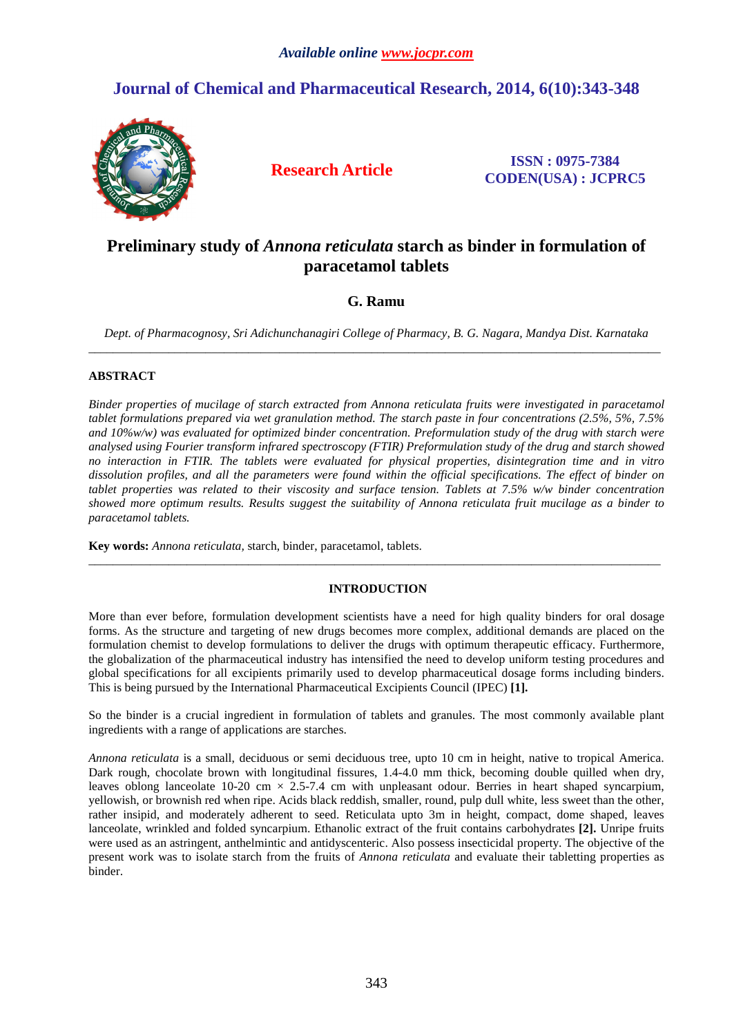# Preliminary study of *Annona reticulata* starch as binder in formulation of paracetamol tablets

**G. Ramu**

*Dept. of Pharmacognosy, Sri Adichunchanagiri College of Pharmacy, B. G. Nagara, Mandya Dist. Karnataka*

---

## ABSTRACT

*Binder properties of mucilage of starch extracted from Annona reticulata fruits were investigated in paracetamol tablet formulations prepared via wet granulation method. The starch paste in four concentrations (2.5%, 5%, 7.5% and 10%w/w) was evaluated for optimized binder concentration. Preformulation study of the drug with starch were analysed using Fourier transform infrared spectroscopy (FTIR) Preformulation study of the drug and starch showed no interaction in FTIR. The tablets were evaluated for physical properties, disintegration time and in vitro dissolution profiles, and all the parameters were found within the official specifications. The effect of binder on tablet properties was related to their viscosity and surface tension. Tablets at 7.5% w/w binder concentration showed more optimum results. Results suggest the suitability of Annona reticulata fruit mucilage as a binder to paracetamol tablets.*

**Key words:** *Annona reticulata*, starch, binder, paracetamol, tablets.

---

## INTRODUCTION

More than ever before, formulation development scientists have a need for high quality binders for oral dosage forms. As the structure and targeting of new drugs becomes more complex, additional demands are placed on the formulation chemist to develop formulations to deliver the drugs with optimum therapeutic efficacy. Furthermore, the globalization of the pharmaceutical industry has intensified the need to develop uniform testing procedures and global specifications for all excipients primarily used to develop pharmaceutical dosage forms including binders. This is being pursued by the International Pharmaceutical Excipients Council (IPEC) **[1].**

So the binder is a crucial ingredient in formulation of tablets and granules. The most commonly available plant ingredients with a range of applications are starches.

*Annona reticulata* is a small, deciduous or semi deciduous tree, upto 10 cm in height, native to tropical America. Dark rough, chocolate brown with longitudinal fissures, 1.4-4.0 mm thick, becoming double quilled when dry, leaves oblong lanceolate 10-20 cm × 2.5-7.4 cm with unpleasant odour. Berries in heart shaped syncarpium, yellowish, or brownish red when ripe. Acids black reddish, smaller, round, pulp dull white, less sweet than the other, rather insipid, and moderately adherent to seed. Reticulata upto 3m in height, compact, dome shaped, leaves lanceolate, wrinkled and folded syncarpium. Ethanolic extract of the fruit contains carbohydrates **[2].** Unripe fruits were used as an astringent, anthelmintic and antidyscenteric. Also possess insecticidal property. The objective of the present work was to isolate starch from the fruits of *Annona reticulata* and evaluate their tabletting properties as binder.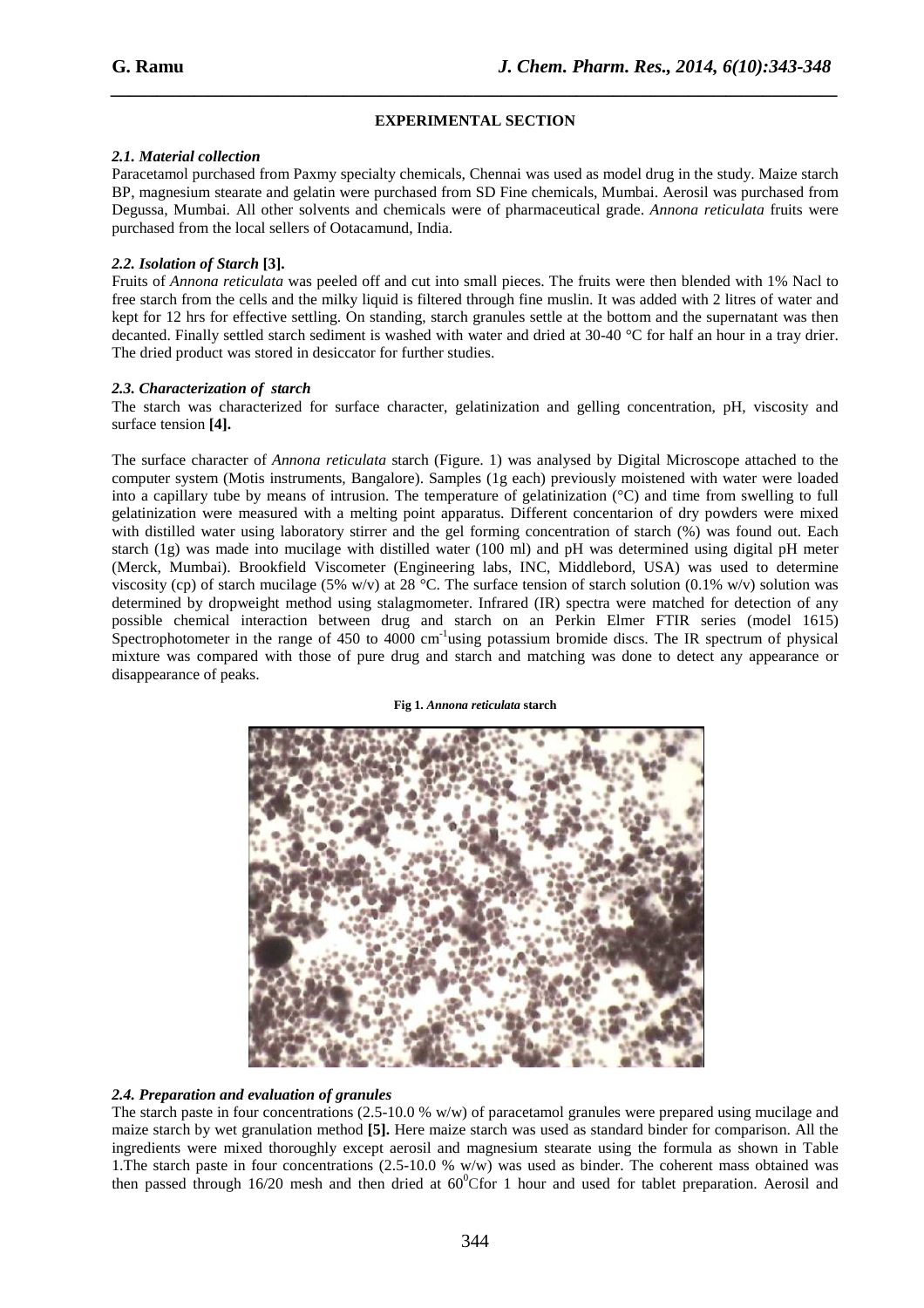## EXPERIMENTAL SECTION

### *2.1. Material collection*

Paracetamol purchased from Paxmy specialty chemicals, Chennai was used as model drug in the study. Maize starch BP, magnesium stearate and gelatin were purchased from SD Fine chemicals, Mumbai. Aerosil was purchased from Degussa, Mumbai. All other solvents and chemicals were of pharmaceutical grade. *Annona reticulata* fruits were purchased from the local sellers of Ootacamund, India.

### *2.2. Isolation of Starch* [3].

Fruits of *Annona reticulata* was peeled off and cut into small pieces. The fruits were then blended with 1% Nacl to free starch from the cells and the milky liquid is filtered through fine muslin. It was added with 2 litres of water and kept for 12 hrs for effective settling. On standing, starch granules settle at the bottom and the supernatant was then decanted. Finally settled starch sediment is washed with water and dried at 30-40 °C for half an hour in a tray drier. The dried product was stored in desiccator for further studies.

### *2.3. Characterization of starch*

The starch was characterized for surface character, gelatinization and gelling concentration, pH, viscosity and surface tension **[4].**

The surface character of *Annona reticulata* starch (Figure. 1) was analysed by Digital Microscope attached to the computer system (Motis instruments, Bangalore). Samples (1g each) previously moistened with water were loaded into a capillary tube by means of intrusion. The temperature of gelatinization (°C) and time from swelling to full gelatinization were measured with a melting point apparatus. Different concentarion of dry powders were mixed with distilled water using laboratory stirrer and the gel forming concentration of starch (%) was found out. Each starch (1g) was made into mucilage with distilled water (100 ml) and pH was determined using digital pH meter (Merck, Mumbai). Brookfield Viscometer (Engineering labs, INC, Middlebord, USA) was used to determine viscosity (cp) of starch mucilage (5% w/v) at 28 °C. The surface tension of starch solution (0.1% w/v) solution was determined by dropweight method using stalagmometer. Infrared (IR) spectra were matched for detection of any possible chemical interaction between drug and starch on an Perkin Elmer FTIR series (model 1615) Spectrophotometer in the range of 450 to 4000 $cm^{-1}$using potassium bromide discs. The IR spectrum of physical mixture was compared with those of pure drug and starch and matching was done to detect any appearance or disappearance of peaks.

**Fig 1.** ***Annona reticulata*** **starch**

### *2.4. Preparation and evaluation of granules*

The starch paste in four concentrations (2.5-10.0 % w/w) of paracetamol granules were prepared using mucilage and maize starch by wet granulation method **[5].** Here maize starch was used as standard binder for comparison. All the ingredients were mixed thoroughly except aerosil and magnesium stearate using the formula as shown in Table 1.The starch paste in four concentrations (2.5-10.0 % w/w) was used as binder. The coherent mass obtained was then passed through 16/20 mesh and then dried at $60^{0}$Cfor 1 hour and used for tablet preparation. Aerosil and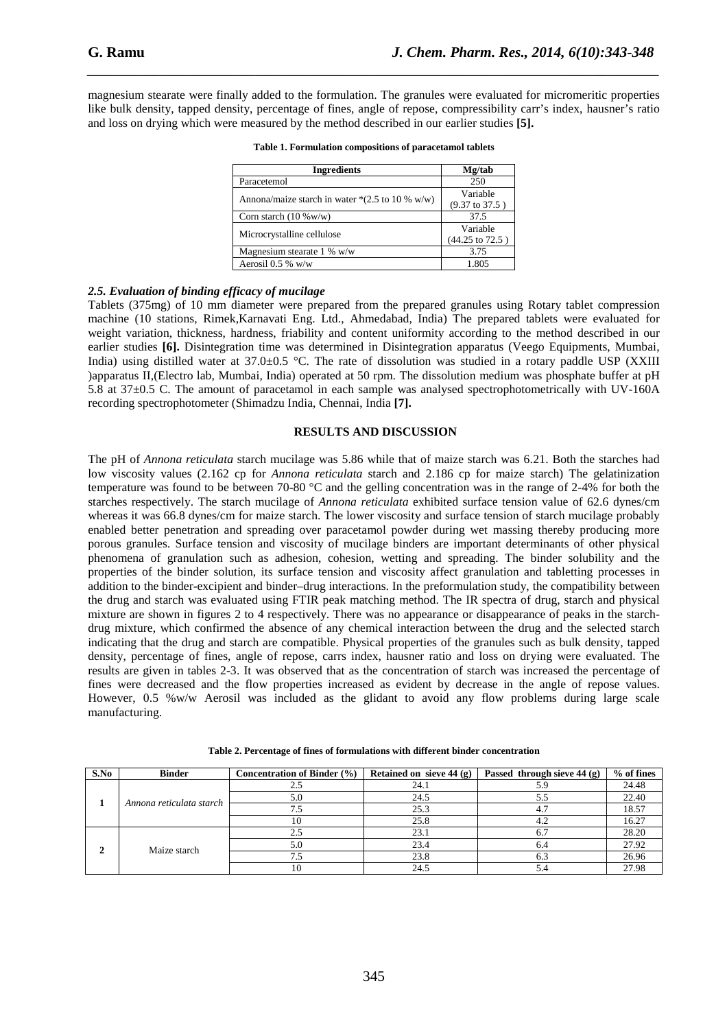magnesium stearate were finally added to the formulation. The granules were evaluated for micromeritic properties like bulk density, tapped density, percentage of fines, angle of repose, compressibility carr's index, hausner's ratio and loss on drying which were measured by the method described in our earlier studies **[5].**

**Table 1. Formulation compositions of paracetamol tablets**

| Ingredients | Mg/tab |
|---|---|
| Paracetemol | 250 |
| Annona/maize starch in water *(2.5 to 10 % w/w) | Variable (9.37 to 37.5 ) |
| Corn starch (10 %w/w) | 37.5 |
| Microcrystalline cellulose | Variable (44.25 to 72.5 ) |
| Magnesium stearate 1 % w/w | 3.75 |
| Aerosil 0.5 % w/w | 1.805 |

### *2.5. Evaluation of binding efficacy of mucilage*

Tablets (375mg) of 10 mm diameter were prepared from the prepared granules using Rotary tablet compression machine (10 stations, Rimek,Karnavati Eng. Ltd., Ahmedabad, India) The prepared tablets were evaluated for weight variation, thickness, hardness, friability and content uniformity according to the method described in our earlier studies **[6].** Disintegration time was determined in Disintegration apparatus (Veego Equipments, Mumbai, India) using distilled water at 37.0±0.5 °C. The rate of dissolution was studied in a rotary paddle USP (XXIII )apparatus II,(Electro lab, Mumbai, India) operated at 50 rpm. The dissolution medium was phosphate buffer at pH 5.8 at 37±0.5 C. The amount of paracetamol in each sample was analysed spectrophotometrically with UV-160A recording spectrophotometer (Shimadzu India, Chennai, India **[7].**

## RESULTS AND DISCUSSION

The pH of *Annona reticulata* starch mucilage was 5.86 while that of maize starch was 6.21. Both the starches had low viscosity values (2.162 cp for *Annona reticulata* starch and 2.186 cp for maize starch) The gelatinization temperature was found to be between 70-80 °C and the gelling concentration was in the range of 2-4% for both the starches respectively. The starch mucilage of *Annona reticulata* exhibited surface tension value of 62.6 dynes/cm whereas it was 66.8 dynes/cm for maize starch. The lower viscosity and surface tension of starch mucilage probably enabled better penetration and spreading over paracetamol powder during wet massing thereby producing more porous granules. Surface tension and viscosity of mucilage binders are important determinants of other physical phenomena of granulation such as adhesion, cohesion, wetting and spreading. The binder solubility and the properties of the binder solution, its surface tension and viscosity affect granulation and tabletting processes in addition to the binder-excipient and binder–drug interactions. In the preformulation study, the compatibility between the drug and starch was evaluated using FTIR peak matching method. The IR spectra of drug, starch and physical mixture are shown in figures 2 to 4 respectively. There was no appearance or disappearance of peaks in the starch-drug mixture, which confirmed the absence of any chemical interaction between the drug and the selected starch indicating that the drug and starch are compatible. Physical properties of the granules such as bulk density, tapped density, percentage of fines, angle of repose, carrs index, hausner ratio and loss on drying were evaluated. The results are given in tables 2-3. It was observed that as the concentration of starch was increased the percentage of fines were decreased and the flow properties increased as evident by decrease in the angle of repose values. However, 0.5 %w/w Aerosil was included as the glidant to avoid any flow problems during large scale manufacturing.

**Table 2. Percentage of fines of formulations with different binder concentration**

| S.No | Binder | Concentration of Binder (%) | Retained on sieve 44 (g) | Passed through sieve 44 (g) | % of fines |
|---|---|---|---|---|---|
| 1 | *Annona reticulata starch* | 2.5 | 24.1 | 5.9 | 24.48 |
| | | 5.0 | 24.5 | 5.5 | 22.40 |
| | | 7.5 | 25.3 | 4.7 | 18.57 |
| | | 10 | 25.8 | 4.2 | 16.27 |
| 2 | Maize starch | 2.5 | 23.1 | 6.7 | 28.20 |
| | | 5.0 | 23.4 | 6.4 | 27.92 |
| | | 7.5 | 23.8 | 6.3 | 26.96 |
| | | 10 | 24.5 | 5.4 | 27.98 |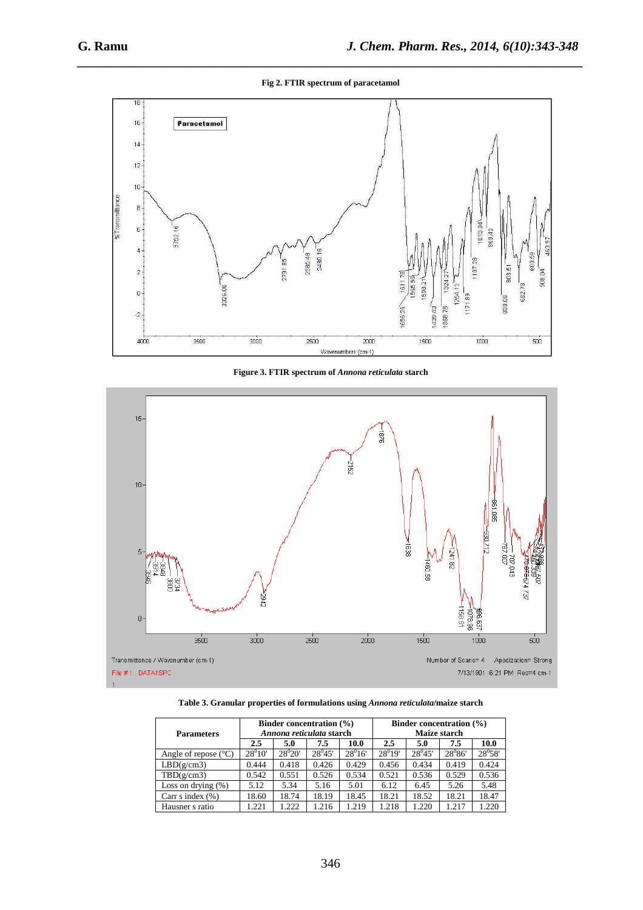**Fig 2. FTIR spectrum of paracetamol**

**Figure 3. FTIR spectrum of *Annona reticulata* starch**

**Table 3. Granular properties of formulations using *Annona reticulata*/maize starch**

| Parameters | Binder concentration (%) *Annona reticulata* starch | | | | Binder concentration (%) Maize starch | | | |
|---|---|---|---|---|---|---|---|---|
| | 2.5 | 5.0 | 7.5 | 10.0 | 2.5 | 5.0 | 7.5 | 10.0 |
| Angle of repose (°C) | $28^{0}10'$ | $28^{0}20'$ | $28^{0}45'$ | $28^{0}16'$ | $28^{0}19'$ | $28^{0}45'$ | $28^{0}86'$ | $28^{0}58'$ |
| LBD(g/cm3) | 0.444 | 0.418 | 0.426 | 0.429 | 0.456 | 0.434 | 0.419 | 0.424 |
| TBD(g/cm3) | 0.542 | 0.551 | 0.526 | 0.534 | 0.521 | 0.536 | 0.529 | 0.536 |
| Loss on drying (%) | 5.12 | 5.34 | 5.16 | 5.01 | 6.12 | 6.45 | 5.26 | 5.48 |
| Carr s index (%) | 18.60 | 18.74 | 18.19 | 18.45 | 18.21 | 18.52 | 18.21 | 18.47 |
| Hausner s ratio | 1.221 | 1.222 | 1.216 | 1.219 | 1.218 | 1.220 | 1.217 | 1.220 |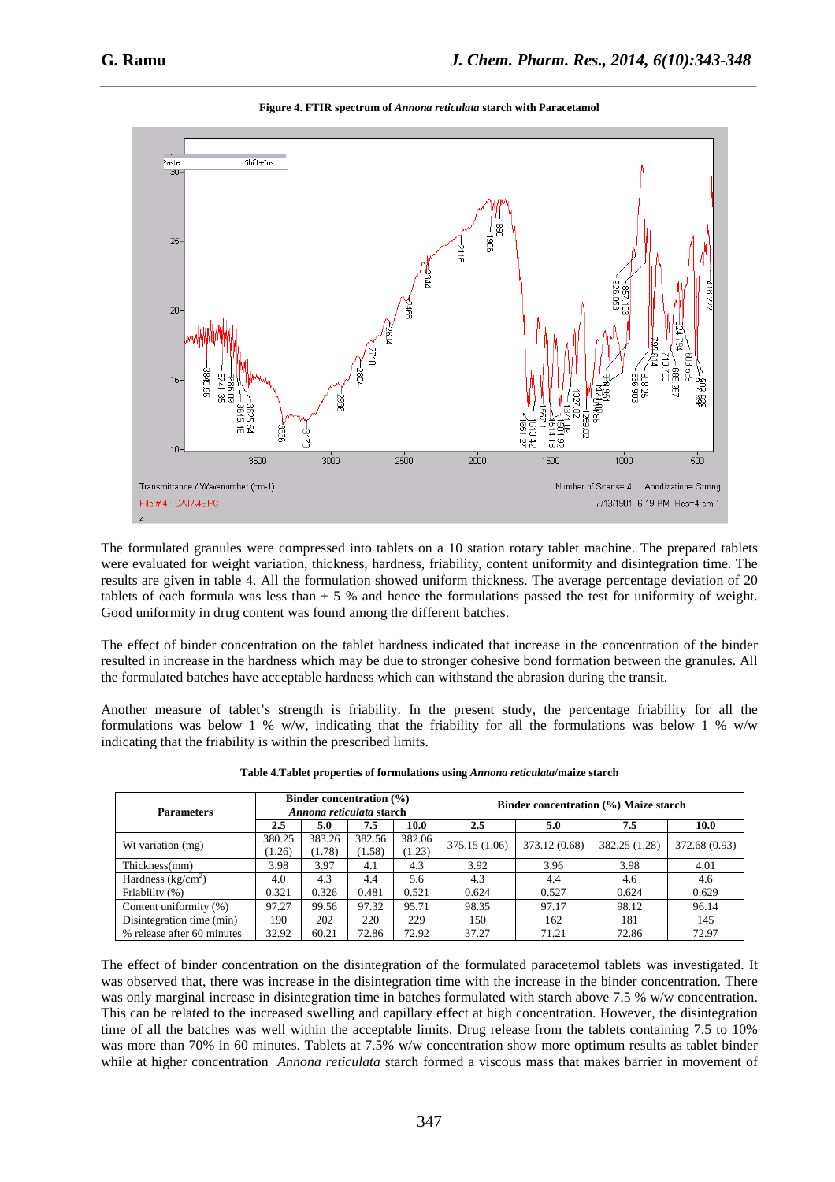**Figure 4. FTIR spectrum of *Annona reticulata* starch with Paracetamol**

The formulated granules were compressed into tablets on a 10 station rotary tablet machine. The prepared tablets were evaluated for weight variation, thickness, hardness, friability, content uniformity and disintegration time. The results are given in table 4. All the formulation showed uniform thickness. The average percentage deviation of 20 tablets of each formula was less than ± 5 % and hence the formulations passed the test for uniformity of weight. Good uniformity in drug content was found among the different batches.

The effect of binder concentration on the tablet hardness indicated that increase in the concentration of the binder resulted in increase in the hardness which may be due to stronger cohesive bond formation between the granules. All the formulated batches have acceptable hardness which can withstand the abrasion during the transit.

Another measure of tablet's strength is friability. In the present study, the percentage friability for all the formulations was below 1 % w/w, indicating that the friability for all the formulations was below 1 % w/w indicating that the friability is within the prescribed limits.

**Table 4.Tablet properties of formulations using *Annona reticulata*/maize starch**

| Parameters | Binder concentration (%) *Annona reticulata* starch | | | | Binder concentration (%) Maize starch | | | |
|---|---|---|---|---|---|---|---|---|
| | 2.5 | 5.0 | 7.5 | 10.0 | 2.5 | 5.0 | 7.5 | 10.0 |
| Wt variation (mg) | 380.25 (1.26) | 383.26 (1.78) | 382.56 (1.58) | 382.06 (1.23) | 375.15 (1.06) | 373.12 (0.68) | 382.25 (1.28) | 372.68 (0.93) |
| Thickness(mm) | 3.98 | 3.97 | 4.1 | 4.3 | 3.92 | 3.96 | 3.98 | 4.01 |
| Hardness (kg/cm$^2$) | 4.0 | 4.3 | 4.4 | 5.6 | 4.3 | 4.4 | 4.6 | 4.6 |
| Friablilty (%) | 0.321 | 0.326 | 0.481 | 0.521 | 0.624 | 0.527 | 0.624 | 0.629 |
| Content uniformity (%) | 97.27 | 99.56 | 97.32 | 95.71 | 98.35 | 97.17 | 98.12 | 96.14 |
| Disintegration time (min) | 190 | 202 | 220 | 229 | 150 | 162 | 181 | 145 |
| % release after 60 minutes | 32.92 | 60.21 | 72.86 | 72.92 | 37.27 | 71.21 | 72.86 | 72.97 |

The effect of binder concentration on the disintegration of the formulated paracetemol tablets was investigated. It was observed that, there was increase in the disintegration time with the increase in the binder concentration. There was only marginal increase in disintegration time in batches formulated with starch above 7.5 % w/w concentration. This can be related to the increased swelling and capillary effect at high concentration. However, the disintegration time of all the batches was well within the acceptable limits. Drug release from the tablets containing 7.5 to 10% was more than 70% in 60 minutes. Tablets at 7.5% w/w concentration show more optimum results as tablet binder while at higher concentration *Annona reticulata* starch formed a viscous mass that makes barrier in movement of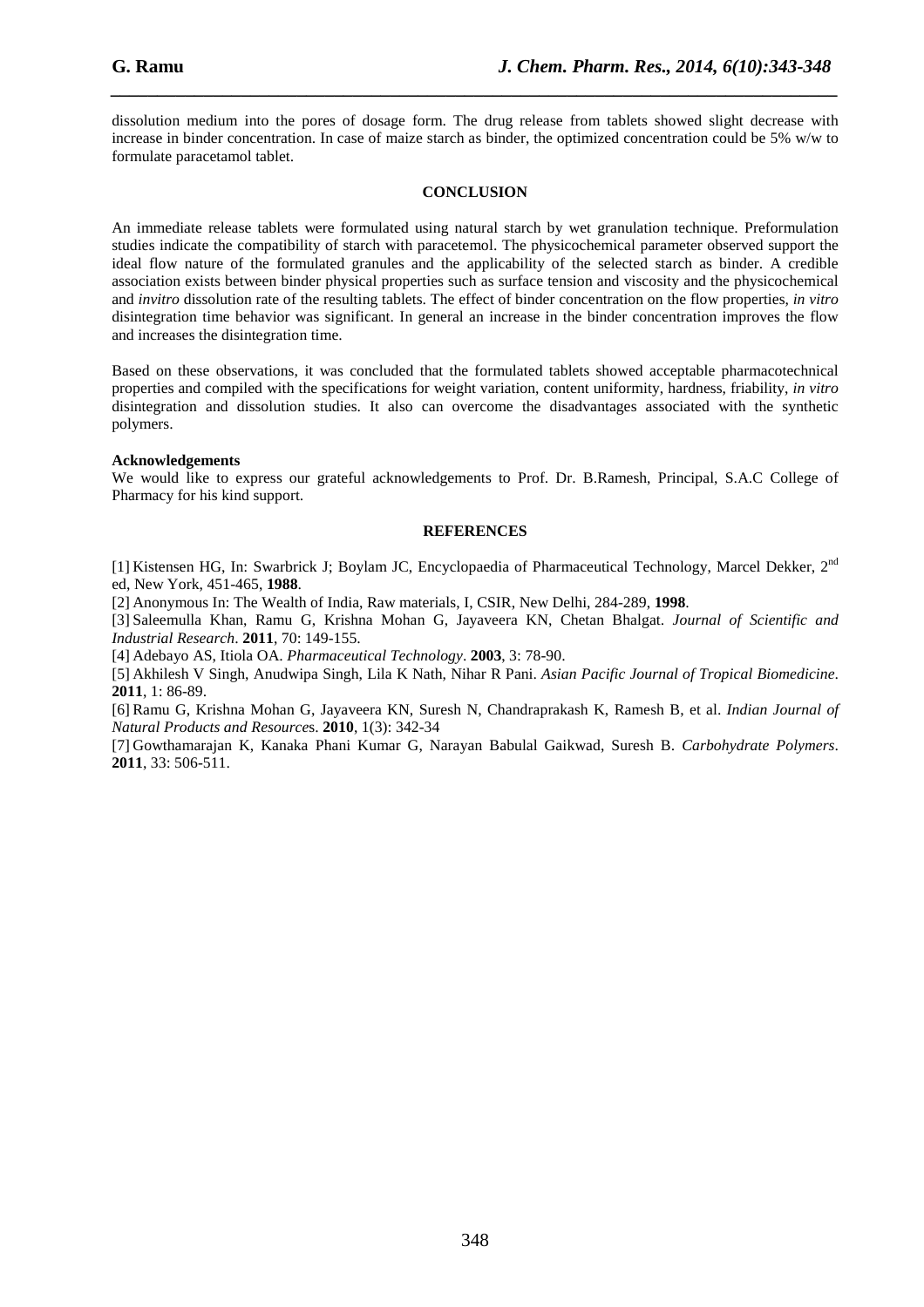dissolution medium into the pores of dosage form. The drug release from tablets showed slight decrease with increase in binder concentration. In case of maize starch as binder, the optimized concentration could be 5% w/w to formulate paracetamol tablet.

## CONCLUSION

An immediate release tablets were formulated using natural starch by wet granulation technique. Preformulation studies indicate the compatibility of starch with paracetemol. The physicochemical parameter observed support the ideal flow nature of the formulated granules and the applicability of the selected starch as binder. A credible association exists between binder physical properties such as surface tension and viscosity and the physicochemical and *invitro* dissolution rate of the resulting tablets. The effect of binder concentration on the flow properties, *in vitro* disintegration time behavior was significant. In general an increase in the binder concentration improves the flow and increases the disintegration time.

Based on these observations, it was concluded that the formulated tablets showed acceptable pharmacotechnical properties and compiled with the specifications for weight variation, content uniformity, hardness, friability, *in vitro* disintegration and dissolution studies. It also can overcome the disadvantages associated with the synthetic polymers.

**Acknowledgements**

We would like to express our grateful acknowledgements to Prof. Dr. B.Ramesh, Principal, S.A.C College of Pharmacy for his kind support.

## REFERENCES

[1] Kistensen HG, In: Swarbrick J; Boylam JC, Encyclopaedia of Pharmaceutical Technology, Marcel Dekker, 2nd ed, New York, 451-465, **1988**.

[2] Anonymous In: The Wealth of India, Raw materials, I, CSIR, New Delhi, 284-289, **1998**.

[3] Saleemulla Khan, Ramu G, Krishna Mohan G, Jayaveera KN, Chetan Bhalgat. *Journal of Scientific and Industrial Research*. **2011**, 70: 149-155.

[4] Adebayo AS, Itiola OA. *Pharmaceutical Technology*. **2003**, 3: 78-90.

[5] Akhilesh V Singh, Anudwipa Singh, Lila K Nath, Nihar R Pani. *Asian Pacific Journal of Tropical Biomedicine*. **2011**, 1: 86-89.

[6] Ramu G, Krishna Mohan G, Jayaveera KN, Suresh N, Chandraprakash K, Ramesh B, et al. *Indian Journal of Natural Products and Resources*. **2010**, 1(3): 342-34

[7] Gowthamarajan K, Kanaka Phani Kumar G, Narayan Babulal Gaikwad, Suresh B. *Carbohydrate Polymers*. **2011**, 33: 506-511.